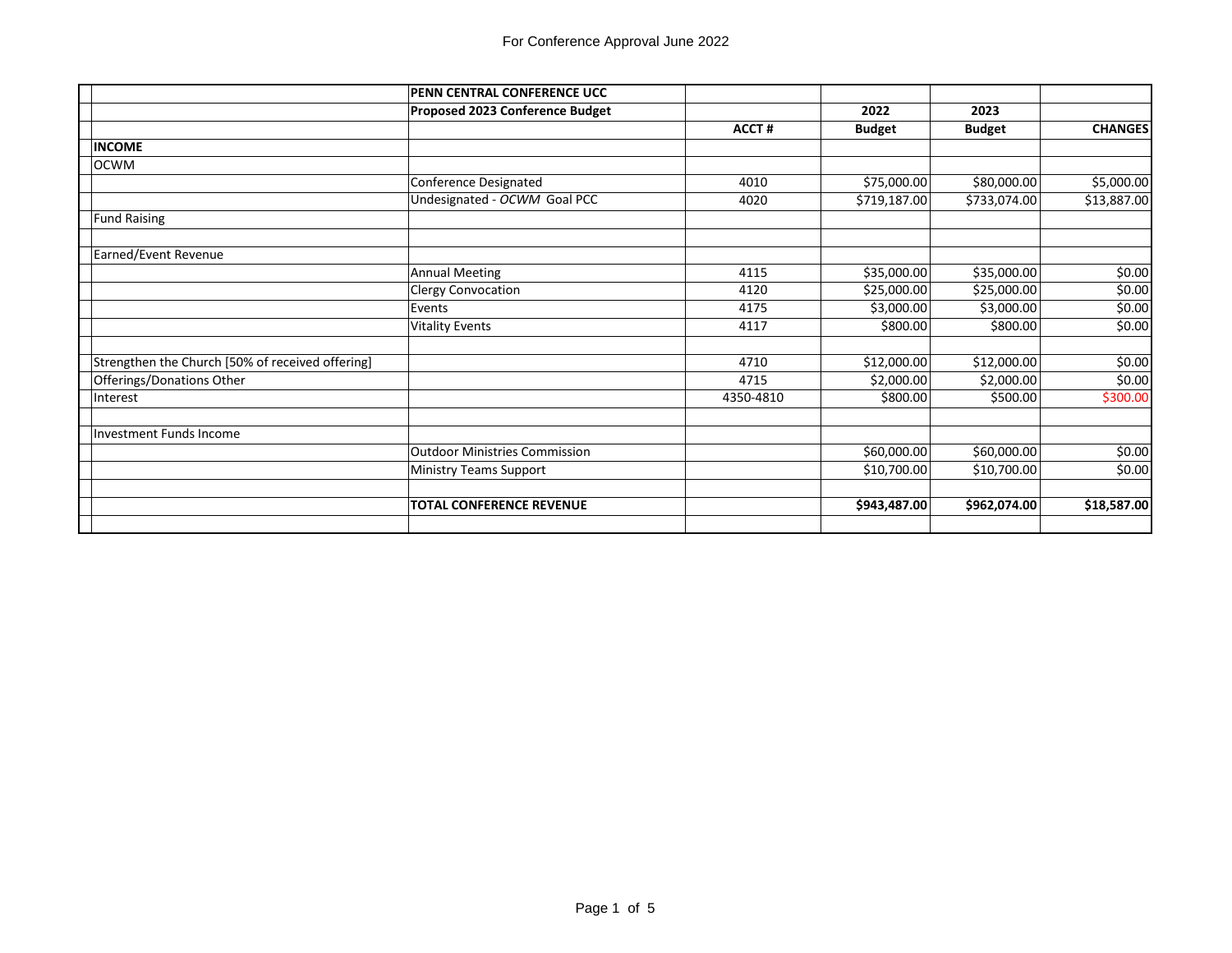For Conference Approval June 2022

| | | | | | |
|---|---|---|---|---|---|
| | **PENN CENTRAL CONFERENCE UCC** | | | | |
| | **Proposed 2023 Conference Budget** | | **2022** | **2023** | |
| | | **ACCT #** | **Budget** | **Budget** | **CHANGES** |
| **INCOME** | | | | | |
| OCWM | | | | | |
| | Conference Designated | 4010 | $75,000.00 | $80,000.00 | $5,000.00 |
| | Undesignated - *OCWM* Goal PCC | 4020 | $719,187.00 | $733,074.00 | $13,887.00 |
| Fund Raising | | | | | |
| | | | | | |
| Earned/Event Revenue | | | | | |
| | Annual Meeting | 4115 | $35,000.00 | $35,000.00 | $0.00 |
| | Clergy Convocation | 4120 | $25,000.00 | $25,000.00 | $0.00 |
| | Events | 4175 | $3,000.00 | $3,000.00 | $0.00 |
| | Vitality Events | 4117 | $800.00 | $800.00 | $0.00 |
| | | | | | |
| Strengthen the Church [50% of received offering] | | 4710 | $12,000.00 | $12,000.00 | $0.00 |
| Offerings/Donations Other | | 4715 | $2,000.00 | $2,000.00 | $0.00 |
| Interest | | 4350-4810 | $800.00 | $500.00 | $300.00 |
| | | | | | |
| Investment Funds Income | | | | | |
| | Outdoor Ministries Commission | | $60,000.00 | $60,000.00 | $0.00 |
| | Ministry Teams Support | | $10,700.00 | $10,700.00 | $0.00 |
| | | | | | |
| | **TOTAL CONFERENCE REVENUE** | | **$943,487.00** | **$962,074.00** | **$18,587.00** |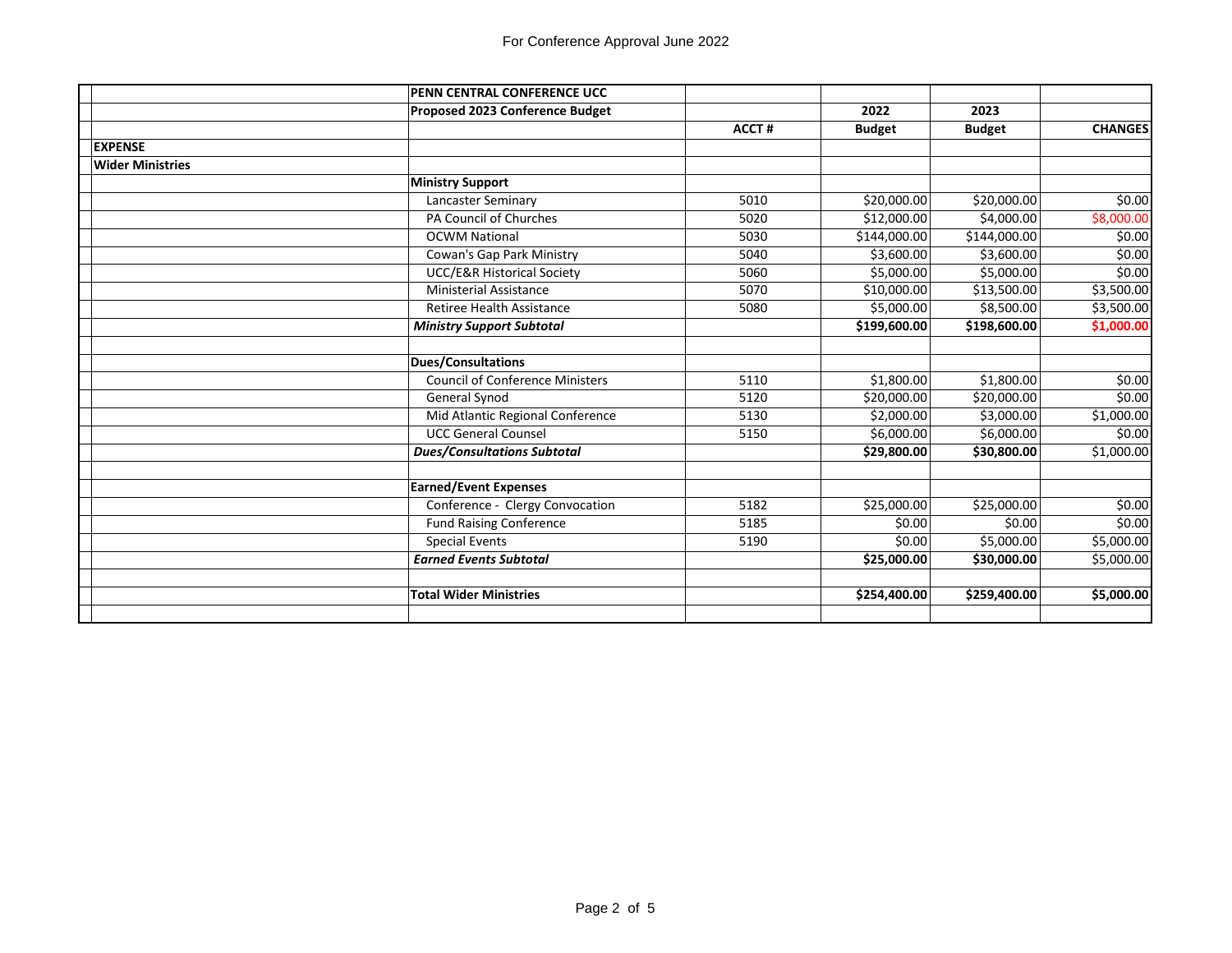For Conference Approval June 2022

| | PENN CENTRAL CONFERENCE UCC | | | | |
|---|---|---|---|---|---|
| | **Proposed 2023 Conference Budget** | | **2022** | **2023** | |
| | | **ACCT #** | **Budget** | **Budget** | **CHANGES** |
| **EXPENSE** | | | | | |
| **Wider Ministries** | | | | | |
| | **Ministry Support** | | | | |
| | Lancaster Seminary | 5010 | $20,000.00 | $20,000.00 | $0.00 |
| | PA Council of Churches | 5020 | $12,000.00 | $4,000.00 | $8,000.00 |
| | OCWM National | 5030 | $144,000.00 | $144,000.00 | $0.00 |
| | Cowan's Gap Park Ministry | 5040 | $3,600.00 | $3,600.00 | $0.00 |
| | UCC/E&R Historical Society | 5060 | $5,000.00 | $5,000.00 | $0.00 |
| | Ministerial Assistance | 5070 | $10,000.00 | $13,500.00 | $3,500.00 |
| | Retiree Health Assistance | 5080 | $5,000.00 | $8,500.00 | $3,500.00 |
| | ***Ministry Support Subtotal*** | | **$199,600.00** | **$198,600.00** | **$1,000.00** |
| | | | | | |
| | **Dues/Consultations** | | | | |
| | Council of Conference Ministers | 5110 | $1,800.00 | $1,800.00 | $0.00 |
| | General Synod | 5120 | $20,000.00 | $20,000.00 | $0.00 |
| | Mid Atlantic Regional Conference | 5130 | $2,000.00 | $3,000.00 | $1,000.00 |
| | UCC General Counsel | 5150 | $6,000.00 | $6,000.00 | $0.00 |
| | ***Dues/Consultations Subtotal*** | | **$29,800.00** | **$30,800.00** | $1,000.00 |
| | | | | | |
| | **Earned/Event Expenses** | | | | |
| | Conference - Clergy Convocation | 5182 | $25,000.00 | $25,000.00 | $0.00 |
| | Fund Raising Conference | 5185 | $0.00 | $0.00 | $0.00 |
| | Special Events | 5190 | $0.00 | $5,000.00 | $5,000.00 |
| | ***Earned Events Subtotal*** | | **$25,000.00** | **$30,000.00** | $5,000.00 |
| | | | | | |
| | **Total Wider Ministries** | | **$254,400.00** | **$259,400.00** | **$5,000.00** |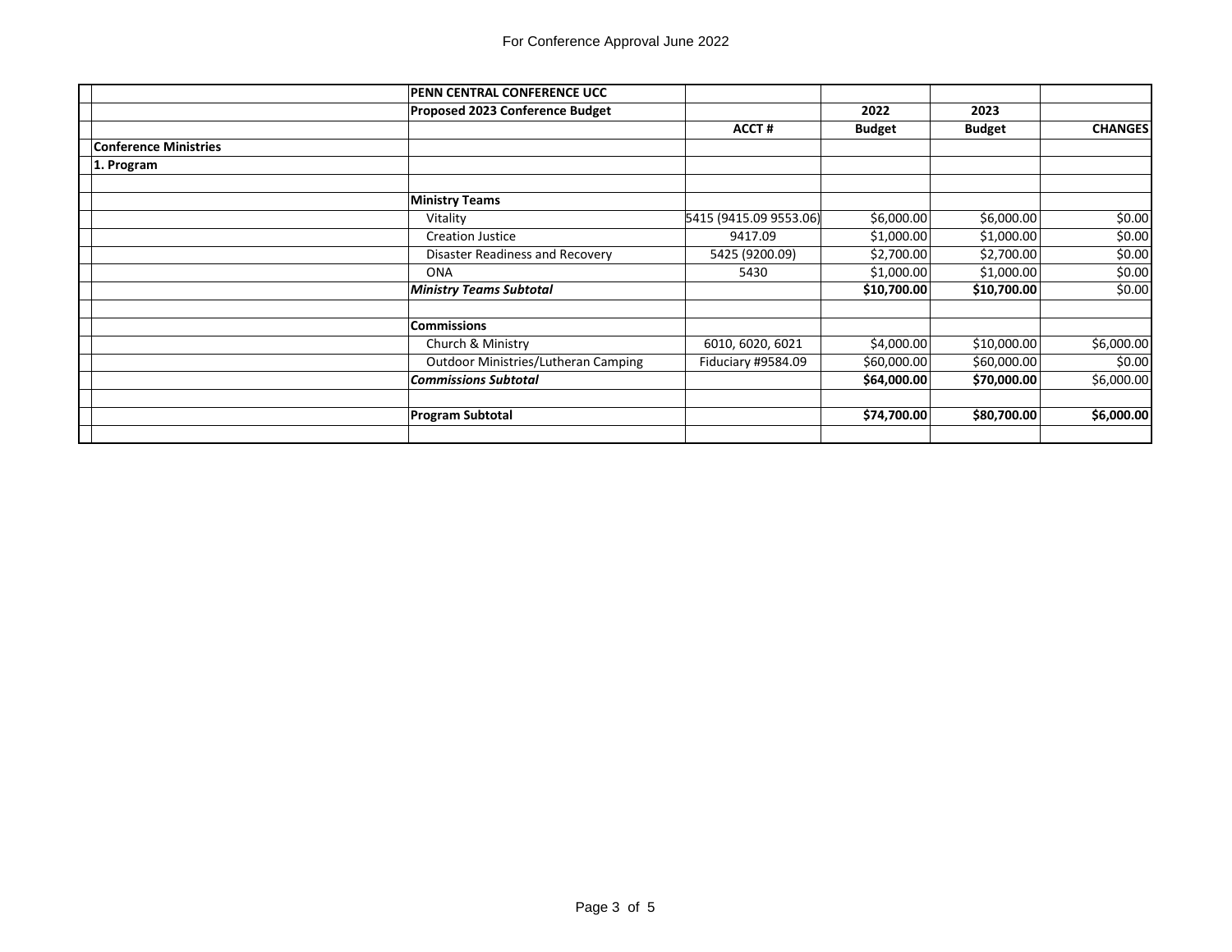For Conference Approval June 2022

| | PENN CENTRAL CONFERENCE UCC | | | | |
|---|---|---|---|---|---|
| | **Proposed 2023 Conference Budget** | | **2022** | **2023** | |
| | | **ACCT #** | **Budget** | **Budget** | **CHANGES** |
| **Conference Ministries** | | | | | |
| **1. Program** | | | | | |
| | | | | | |
| | **Ministry Teams** | | | | |
| | Vitality | 5415 (9415.09 9553.06) | $6,000.00 | $6,000.00 | $0.00 |
| | Creation Justice | 9417.09 | $1,000.00 | $1,000.00 | $0.00 |
| | Disaster Readiness and Recovery | 5425 (9200.09) | $2,700.00 | $2,700.00 | $0.00 |
| | ONA | 5430 | $1,000.00 | $1,000.00 | $0.00 |
| | ***Ministry Teams Subtotal*** | | **$10,700.00** | **$10,700.00** | $0.00 |
| | | | | | |
| | **Commissions** | | | | |
| | Church & Ministry | 6010, 6020, 6021 | $4,000.00 | $10,000.00 | $6,000.00 |
| | Outdoor Ministries/Lutheran Camping | Fiduciary #9584.09 | $60,000.00 | $60,000.00 | $0.00 |
| | ***Commissions Subtotal*** | | **$64,000.00** | **$70,000.00** | $6,000.00 |
| | | | | | |
| | **Program Subtotal** | | **$74,700.00** | **$80,700.00** | **$6,000.00** |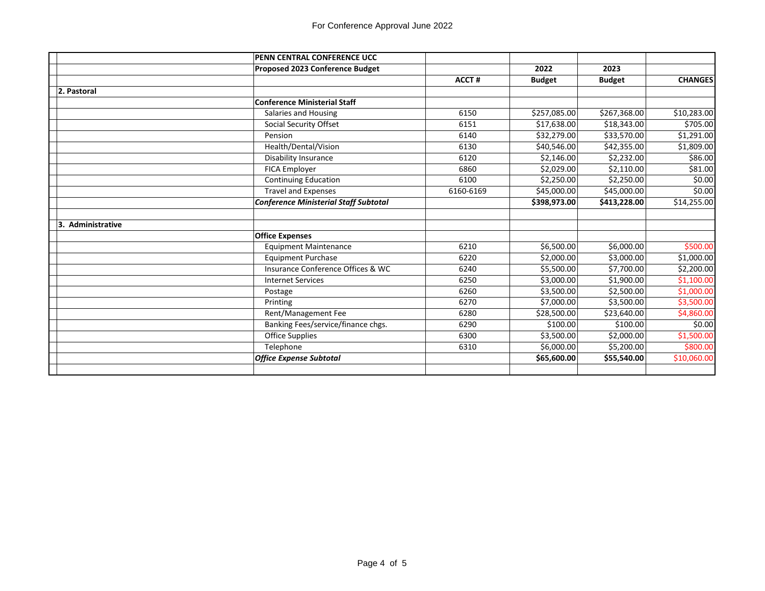For Conference Approval June 2022

| | PENN CENTRAL CONFERENCE UCC | | | | |
|---|---|---|---|---|---|
| | **Proposed 2023 Conference Budget** | | **2022** | **2023** | |
| | | **ACCT #** | **Budget** | **Budget** | **CHANGES** |
| **2. Pastoral** | | | | | |
| | **Conference Ministerial Staff** | | | | |
| | Salaries and Housing | 6150 | $257,085.00 | $267,368.00 | $10,283.00 |
| | Social Security Offset | 6151 | $17,638.00 | $18,343.00 | $705.00 |
| | Pension | 6140 | $32,279.00 | $33,570.00 | $1,291.00 |
| | Health/Dental/Vision | 6130 | $40,546.00 | $42,355.00 | $1,809.00 |
| | Disability Insurance | 6120 | $2,146.00 | $2,232.00 | $86.00 |
| | FICA Employer | 6860 | $2,029.00 | $2,110.00 | $81.00 |
| | Continuing Education | 6100 | $2,250.00 | $2,250.00 | $0.00 |
| | Travel and Expenses | 6160-6169 | $45,000.00 | $45,000.00 | $0.00 |
| | ***Conference Ministerial Staff Subtotal*** | | **$398,973.00** | **$413,228.00** | $14,255.00 |
| | | | | | |
| **3. Administrative** | | | | | |
| | **Office Expenses** | | | | |
| | Equipment Maintenance | 6210 | $6,500.00 | $6,000.00 | $500.00 |
| | Equipment Purchase | 6220 | $2,000.00 | $3,000.00 | $1,000.00 |
| | Insurance Conference Offices & WC | 6240 | $5,500.00 | $7,700.00 | $2,200.00 |
| | Internet Services | 6250 | $3,000.00 | $1,900.00 | $1,100.00 |
| | Postage | 6260 | $3,500.00 | $2,500.00 | $1,000.00 |
| | Printing | 6270 | $7,000.00 | $3,500.00 | $3,500.00 |
| | Rent/Management Fee | 6280 | $28,500.00 | $23,640.00 | $4,860.00 |
| | Banking Fees/service/finance chgs. | 6290 | $100.00 | $100.00 | $0.00 |
| | Office Supplies | 6300 | $3,500.00 | $2,000.00 | $1,500.00 |
| | Telephone | 6310 | $6,000.00 | $5,200.00 | $800.00 |
| | ***Office Expense Subtotal*** | | **$65,600.00** | **$55,540.00** | $10,060.00 |
| | | | | | |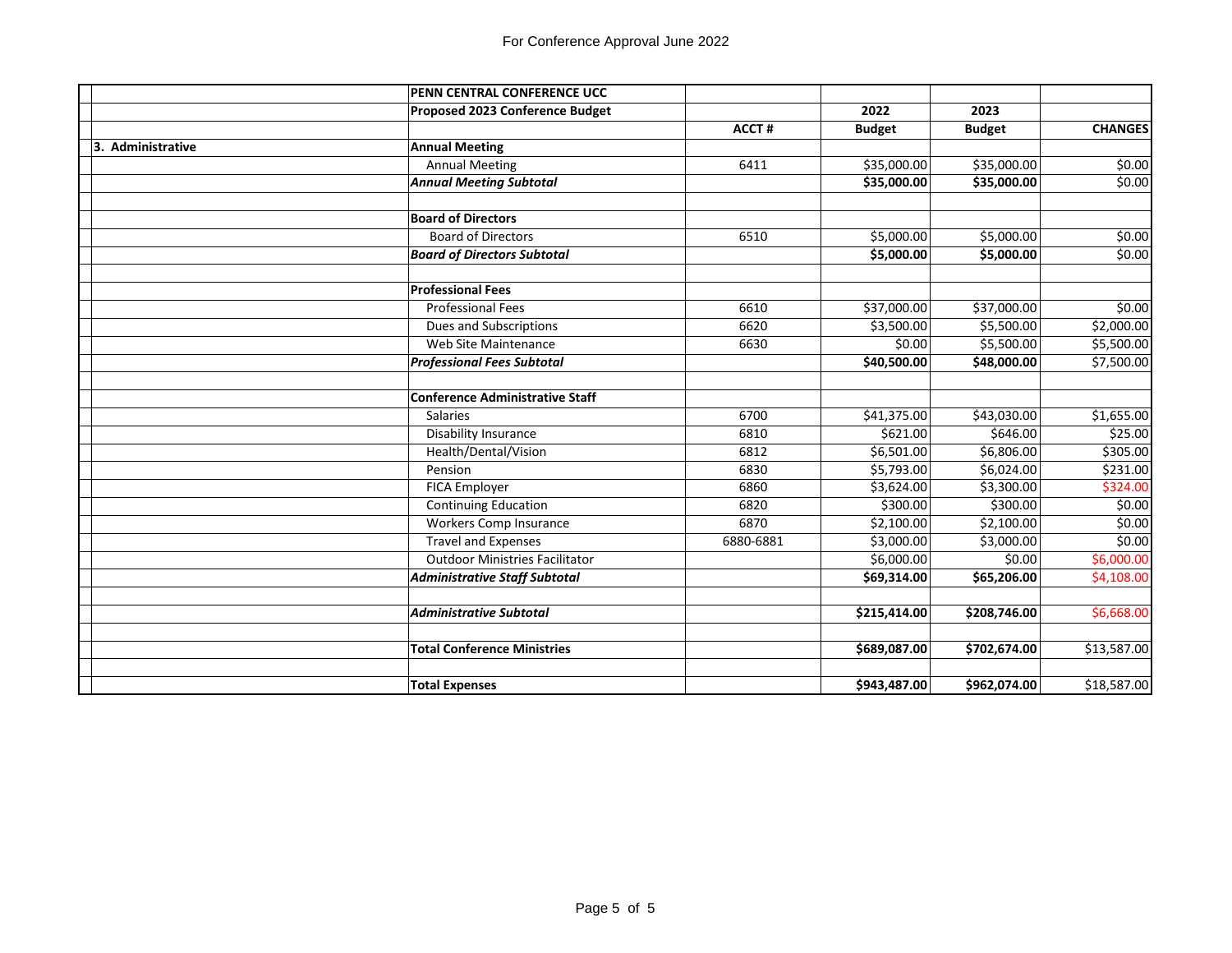| | | | | | |
|---|---|---|---|---|---|
| | **PENN CENTRAL CONFERENCE UCC** | | | | |
| | **Proposed 2023 Conference Budget** | | **2022** | **2023** | |
| | | **ACCT #** | **Budget** | **Budget** | **CHANGES** |
| **3. Administrative** | **Annual Meeting** | | | | |
| | Annual Meeting | 6411 | $35,000.00 | $35,000.00 | $0.00 |
| | ***Annual Meeting Subtotal*** | | **$35,000.00** | **$35,000.00** | $0.00 |
| | | | | | |
| | **Board of Directors** | | | | |
| | Board of Directors | 6510 | $5,000.00 | $5,000.00 | $0.00 |
| | ***Board of Directors Subtotal*** | | **$5,000.00** | **$5,000.00** | $0.00 |
| | | | | | |
| | **Professional Fees** | | | | |
| | Professional Fees | 6610 | $37,000.00 | $37,000.00 | $0.00 |
| | Dues and Subscriptions | 6620 | $3,500.00 | $5,500.00 | $2,000.00 |
| | Web Site Maintenance | 6630 | $0.00 | $5,500.00 | $5,500.00 |
| | ***Professional Fees Subtotal*** | | **$40,500.00** | **$48,000.00** | $7,500.00 |
| | | | | | |
| | **Conference Administrative Staff** | | | | |
| | Salaries | 6700 | $41,375.00 | $43,030.00 | $1,655.00 |
| | Disability Insurance | 6810 | $621.00 | $646.00 | $25.00 |
| | Health/Dental/Vision | 6812 | $6,501.00 | $6,806.00 | $305.00 |
| | Pension | 6830 | $5,793.00 | $6,024.00 | $231.00 |
| | FICA Employer | 6860 | $3,624.00 | $3,300.00 | $324.00 |
| | Continuing Education | 6820 | $300.00 | $300.00 | $0.00 |
| | Workers Comp Insurance | 6870 | $2,100.00 | $2,100.00 | $0.00 |
| | Travel and Expenses | 6880-6881 | $3,000.00 | $3,000.00 | $0.00 |
| | Outdoor Ministries Facilitator | | $6,000.00 | $0.00 | $6,000.00 |
| | ***Administrative Staff Subtotal*** | | **$69,314.00** | **$65,206.00** | $4,108.00 |
| | | | | | |
| | ***Administrative Subtotal*** | | **$215,414.00** | **$208,746.00** | $6,668.00 |
| | | | | | |
| | **Total Conference Ministries** | | **$689,087.00** | **$702,674.00** | $13,587.00 |
| | | | | | |
| | **Total Expenses** | | **$943,487.00** | **$962,074.00** | $18,587.00 |